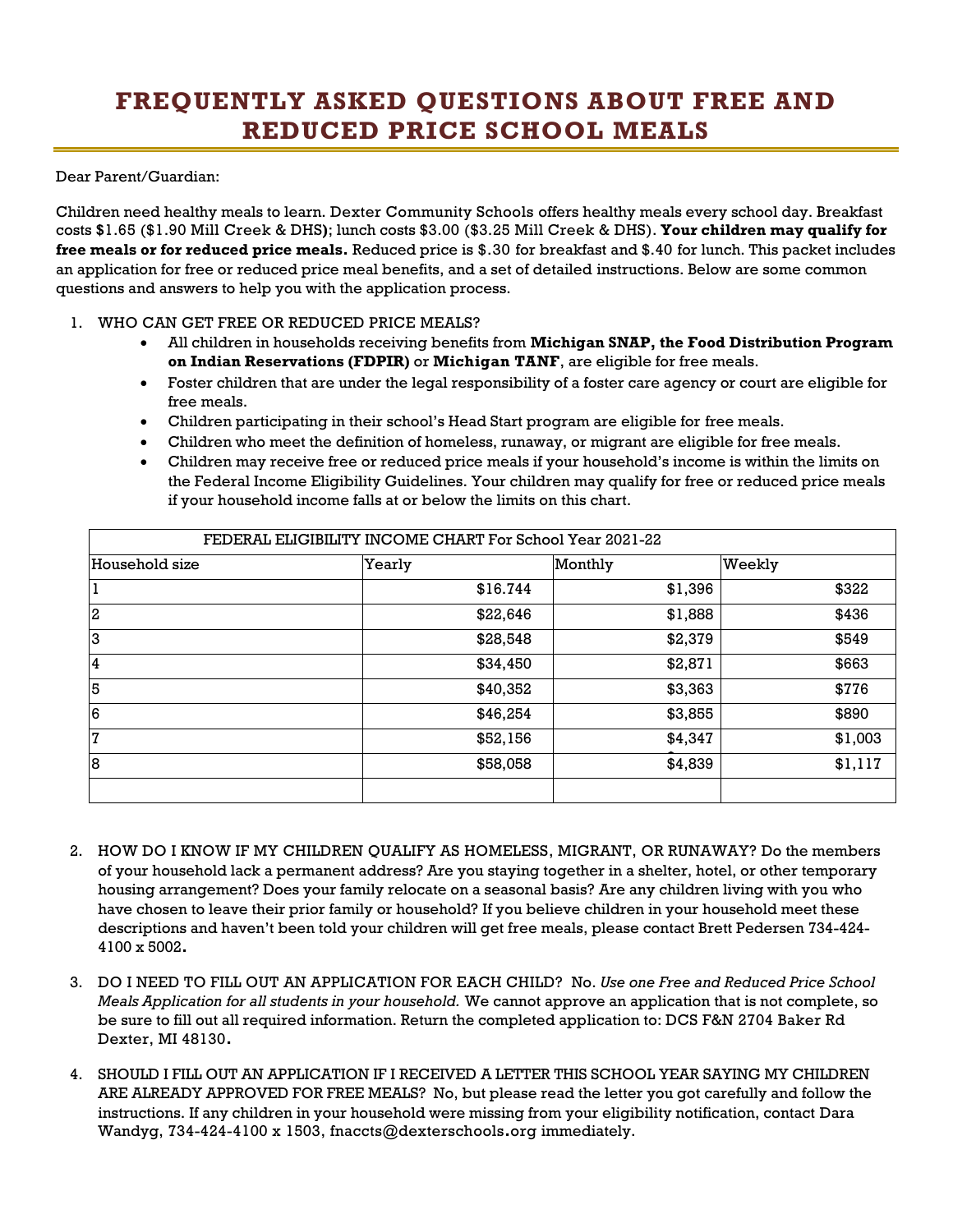# FREQUENTLY ASKED QUESTIONS ABOUT FREE AND REDUCED PRICE SCHOOL MEALS

Dear Parent/Guardian:

Children need healthy meals to learn. Dexter Community Schools offers healthy meals every school day. Breakfast costs $1.65 ($1.90 Mill Creek & DHS**)**; lunch costs $3.00 ($3.25 Mill Creek & DHS). **Your children may qualify for free meals or for reduced price meals.** Reduced price is $.30 for breakfast and $.40 for lunch. This packet includes an application for free or reduced price meal benefits, and a set of detailed instructions. Below are some common questions and answers to help you with the application process.

1. WHO CAN GET FREE OR REDUCED PRICE MEALS?
   - All children in households receiving benefits from **Michigan SNAP, the Food Distribution Program on Indian Reservations (FDPIR)** or **Michigan TANF**, are eligible for free meals.
   - Foster children that are under the legal responsibility of a foster care agency or court are eligible for free meals.
   - Children participating in their school's Head Start program are eligible for free meals.
   - Children who meet the definition of homeless, runaway, or migrant are eligible for free meals.
   - Children may receive free or reduced price meals if your household's income is within the limits on the Federal Income Eligibility Guidelines. Your children may qualify for free or reduced price meals if your household income falls at or below the limits on this chart.

| FEDERAL ELIGIBILITY INCOME CHART For School Year 2021-22 | | | |
|---|---|---|---|
| Household size | Yearly | Monthly | Weekly |
| 1 | $16.744 | $1,396 | $322 |
| 2 | $22,646 | $1,888 | $436 |
| 3 | $28,548 | $2,379 | $549 |
| 4 | $34,450 | $2,871 | $663 |
| 5 | $40,352 | $3,363 | $776 |
| 6 | $46,254 | $3,855 | $890 |
| 7 | $52,156 | $4,347 | $1,003 |
| 8 | $58,058 | $4,839 | $1,117 |
| | | | |

2. HOW DO I KNOW IF MY CHILDREN QUALIFY AS HOMELESS, MIGRANT, OR RUNAWAY? Do the members of your household lack a permanent address? Are you staying together in a shelter, hotel, or other temporary housing arrangement? Does your family relocate on a seasonal basis? Are any children living with you who have chosen to leave their prior family or household? If you believe children in your household meet these descriptions and haven't been told your children will get free meals, please contact Brett Pedersen 734-424-4100 x 5002**.**

3. DO I NEED TO FILL OUT AN APPLICATION FOR EACH CHILD? No. *Use one Free and Reduced Price School Meals Application for all students in your household.* We cannot approve an application that is not complete, so be sure to fill out all required information. Return the completed application to: DCS F&N 2704 Baker Rd Dexter, MI 48130**.**

4. SHOULD I FILL OUT AN APPLICATION IF I RECEIVED A LETTER THIS SCHOOL YEAR SAYING MY CHILDREN ARE ALREADY APPROVED FOR FREE MEALS? No, but please read the letter you got carefully and follow the instructions. If any children in your household were missing from your eligibility notification, contact Dara Wandyg, 734-424-4100 x 1503, fnaccts@dexterschools**.**org immediately.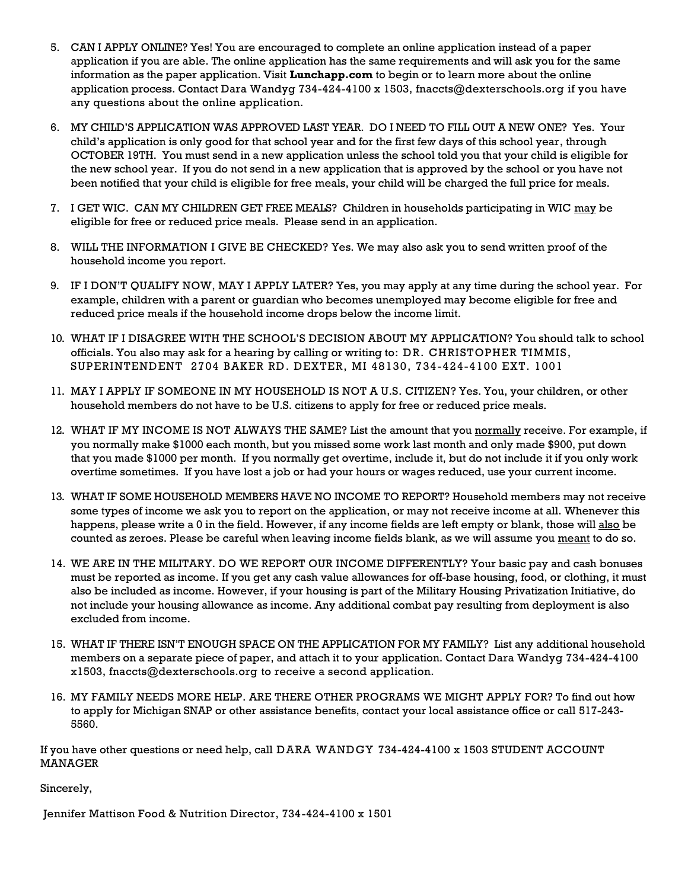5. CAN I APPLY ONLINE? Yes! You are encouraged to complete an online application instead of a paper application if you are able. The online application has the same requirements and will ask you for the same information as the paper application. Visit **Lunchapp.com** to begin or to learn more about the online application process. Contact Dara Wandyg 734-424-4100 x 1503, fnaccts@dexterschools.org if you have any questions about the online application.

6. MY CHILD'S APPLICATION WAS APPROVED LAST YEAR. DO I NEED TO FILL OUT A NEW ONE? Yes. Your child's application is only good for that school year and for the first few days of this school year, through OCTOBER 19TH. You must send in a new application unless the school told you that your child is eligible for the new school year. If you do not send in a new application that is approved by the school or you have not been notified that your child is eligible for free meals, your child will be charged the full price for meals.

7. I GET WIC. CAN MY CHILDREN GET FREE MEALS? Children in households participating in WIC <u>may</u> be eligible for free or reduced price meals. Please send in an application.

8. WILL THE INFORMATION I GIVE BE CHECKED? Yes. We may also ask you to send written proof of the household income you report.

9. IF I DON'T QUALIFY NOW, MAY I APPLY LATER? Yes, you may apply at any time during the school year. For example, children with a parent or guardian who becomes unemployed may become eligible for free and reduced price meals if the household income drops below the income limit.

10. WHAT IF I DISAGREE WITH THE SCHOOL'S DECISION ABOUT MY APPLICATION? You should talk to school officials. You also may ask for a hearing by calling or writing to: DR. CHRISTOPHER TIMMIS, SUPERINTENDENT 2704 BAKER RD. DEXTER, MI 48130, 734-424-4100 EXT. 1001

11. MAY I APPLY IF SOMEONE IN MY HOUSEHOLD IS NOT A U.S. CITIZEN? Yes. You, your children, or other household members do not have to be U.S. citizens to apply for free or reduced price meals.

12. WHAT IF MY INCOME IS NOT ALWAYS THE SAME? List the amount that you <u>normally</u> receive. For example, if you normally make $1000 each month, but you missed some work last month and only made $900, put down that you made $1000 per month. If you normally get overtime, include it, but do not include it if you only work overtime sometimes. If you have lost a job or had your hours or wages reduced, use your current income.

13. WHAT IF SOME HOUSEHOLD MEMBERS HAVE NO INCOME TO REPORT? Household members may not receive some types of income we ask you to report on the application, or may not receive income at all. Whenever this happens, please write a 0 in the field. However, if any income fields are left empty or blank, those will <u>also</u> be counted as zeroes. Please be careful when leaving income fields blank, as we will assume you <u>meant</u> to do so.

14. WE ARE IN THE MILITARY. DO WE REPORT OUR INCOME DIFFERENTLY? Your basic pay and cash bonuses must be reported as income. If you get any cash value allowances for off-base housing, food, or clothing, it must also be included as income. However, if your housing is part of the Military Housing Privatization Initiative, do not include your housing allowance as income. Any additional combat pay resulting from deployment is also excluded from income.

15. WHAT IF THERE ISN'T ENOUGH SPACE ON THE APPLICATION FOR MY FAMILY? List any additional household members on a separate piece of paper, and attach it to your application. Contact Dara Wandyg 734-424-4100 x1503, fnaccts@dexterschools.org to receive a second application.

16. MY FAMILY NEEDS MORE HELP. ARE THERE OTHER PROGRAMS WE MIGHT APPLY FOR? To find out how to apply for Michigan SNAP or other assistance benefits, contact your local assistance office or call 517-243-5560.

If you have other questions or need help, call DARA WANDGY 734-424-4100 x 1503 STUDENT ACCOUNT MANAGER

Sincerely,

Jennifer Mattison Food & Nutrition Director, 734-424-4100 x 1501